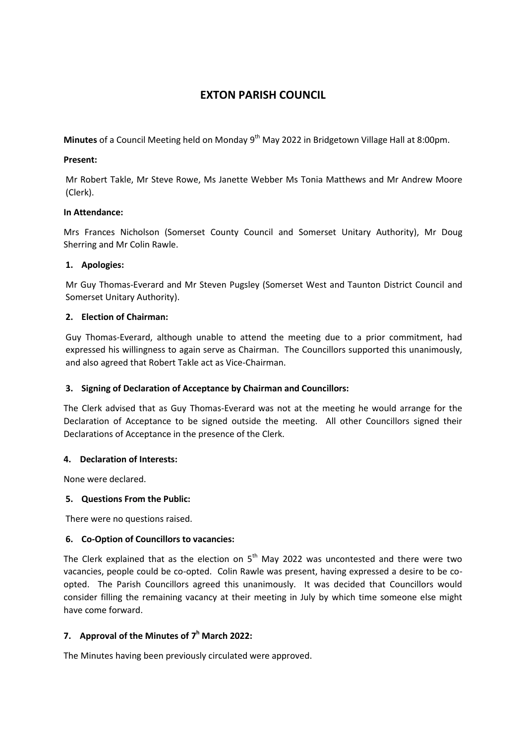# EXTON PARISH COUNCIL

**Minutes** of a Council Meeting held on Monday 9th May 2022 in Bridgetown Village Hall at 8:00pm.

**Present:**

Mr Robert Takle, Mr Steve Rowe, Ms Janette Webber Ms Tonia Matthews and Mr Andrew Moore (Clerk).

**In Attendance:**

Mrs Frances Nicholson (Somerset County Council and Somerset Unitary Authority), Mr Doug Sherring and Mr Colin Rawle.

**1. Apologies:**

Mr Guy Thomas-Everard and Mr Steven Pugsley (Somerset West and Taunton District Council and Somerset Unitary Authority).

**2. Election of Chairman:**

Guy Thomas-Everard, although unable to attend the meeting due to a prior commitment, had expressed his willingness to again serve as Chairman. The Councillors supported this unanimously, and also agreed that Robert Takle act as Vice-Chairman.

**3. Signing of Declaration of Acceptance by Chairman and Councillors:**

The Clerk advised that as Guy Thomas-Everard was not at the meeting he would arrange for the Declaration of Acceptance to be signed outside the meeting. All other Councillors signed their Declarations of Acceptance in the presence of the Clerk.

**4. Declaration of Interests:**

None were declared.

**5. Questions From the Public:**

There were no questions raised.

**6. Co-Option of Councillors to vacancies:**

The Clerk explained that as the election on 5th May 2022 was uncontested and there were two vacancies, people could be co-opted. Colin Rawle was present, having expressed a desire to be co-opted. The Parish Councillors agreed this unanimously. It was decided that Councillors would consider filling the remaining vacancy at their meeting in July by which time someone else might have come forward.

**7. Approval of the Minutes of 7h March 2022:**

The Minutes having been previously circulated were approved.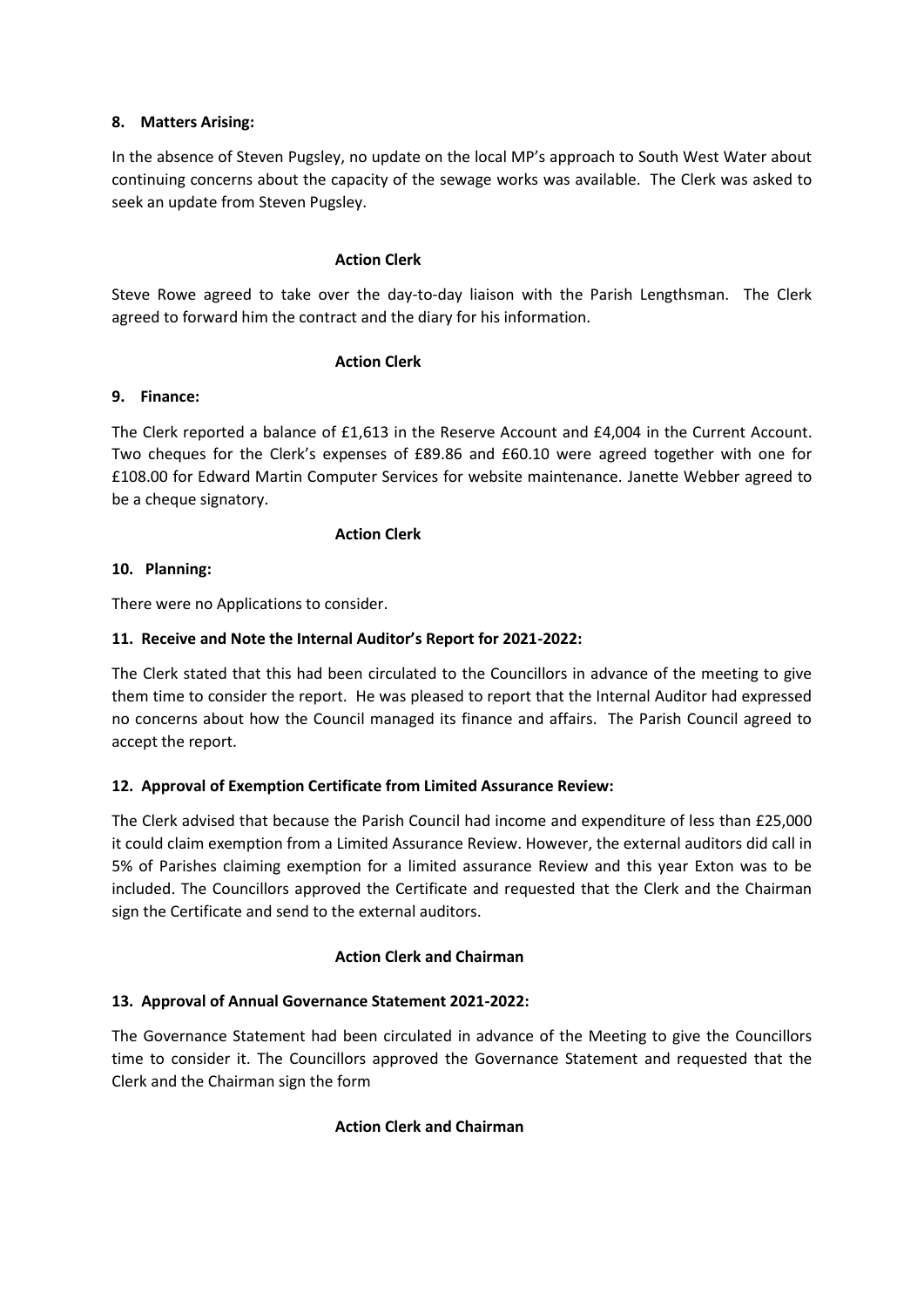**8. Matters Arising:**

In the absence of Steven Pugsley, no update on the local MP's approach to South West Water about continuing concerns about the capacity of the sewage works was available. The Clerk was asked to seek an update from Steven Pugsley.

**Action Clerk**

Steve Rowe agreed to take over the day-to-day liaison with the Parish Lengthsman. The Clerk agreed to forward him the contract and the diary for his information.

**Action Clerk**

**9. Finance:**

The Clerk reported a balance of £1,613 in the Reserve Account and £4,004 in the Current Account. Two cheques for the Clerk's expenses of £89.86 and £60.10 were agreed together with one for £108.00 for Edward Martin Computer Services for website maintenance. Janette Webber agreed to be a cheque signatory.

**Action Clerk**

**10. Planning:**

There were no Applications to consider.

**11. Receive and Note the Internal Auditor's Report for 2021-2022:**

The Clerk stated that this had been circulated to the Councillors in advance of the meeting to give them time to consider the report. He was pleased to report that the Internal Auditor had expressed no concerns about how the Council managed its finance and affairs. The Parish Council agreed to accept the report.

**12. Approval of Exemption Certificate from Limited Assurance Review:**

The Clerk advised that because the Parish Council had income and expenditure of less than £25,000 it could claim exemption from a Limited Assurance Review. However, the external auditors did call in 5% of Parishes claiming exemption for a limited assurance Review and this year Exton was to be included. The Councillors approved the Certificate and requested that the Clerk and the Chairman sign the Certificate and send to the external auditors.

**Action Clerk and Chairman**

**13. Approval of Annual Governance Statement 2021-2022:**

The Governance Statement had been circulated in advance of the Meeting to give the Councillors time to consider it. The Councillors approved the Governance Statement and requested that the Clerk and the Chairman sign the form

**Action Clerk and Chairman**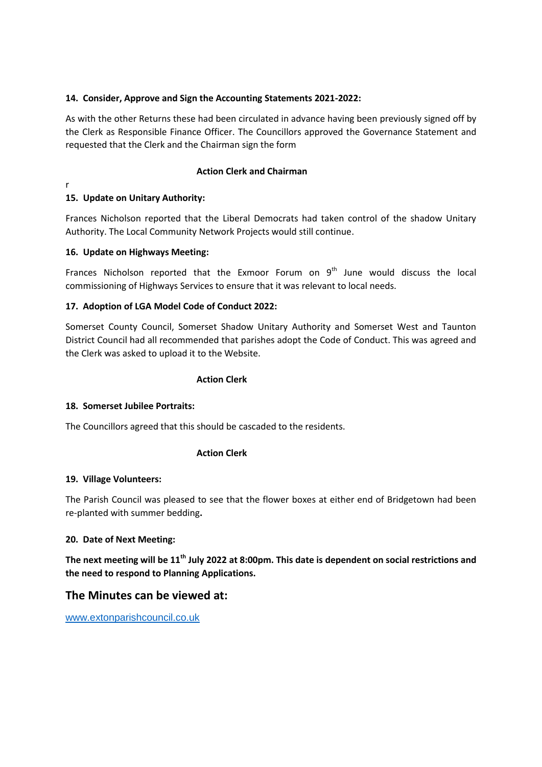**14. Consider, Approve and Sign the Accounting Statements 2021-2022:**

As with the other Returns these had been circulated in advance having been previously signed off by the Clerk as Responsible Finance Officer. The Councillors approved the Governance Statement and requested that the Clerk and the Chairman sign the form

**Action Clerk and Chairman**

r

**15. Update on Unitary Authority:**

Frances Nicholson reported that the Liberal Democrats had taken control of the shadow Unitary Authority. The Local Community Network Projects would still continue.

**16. Update on Highways Meeting:**

Frances Nicholson reported that the Exmoor Forum on 9th June would discuss the local commissioning of Highways Services to ensure that it was relevant to local needs.

**17. Adoption of LGA Model Code of Conduct 2022:**

Somerset County Council, Somerset Shadow Unitary Authority and Somerset West and Taunton District Council had all recommended that parishes adopt the Code of Conduct. This was agreed and the Clerk was asked to upload it to the Website.

**Action Clerk**

**18. Somerset Jubilee Portraits:**

The Councillors agreed that this should be cascaded to the residents.

**Action Clerk**

**19. Village Volunteers:**

The Parish Council was pleased to see that the flower boxes at either end of Bridgetown had been re-planted with summer bedding**.**

**20. Date of Next Meeting:**

**The next meeting will be 11th July 2022 at 8:00pm. This date is dependent on social restrictions and the need to respond to Planning Applications.**

## The Minutes can be viewed at:

www.extonparishcouncil.co.uk